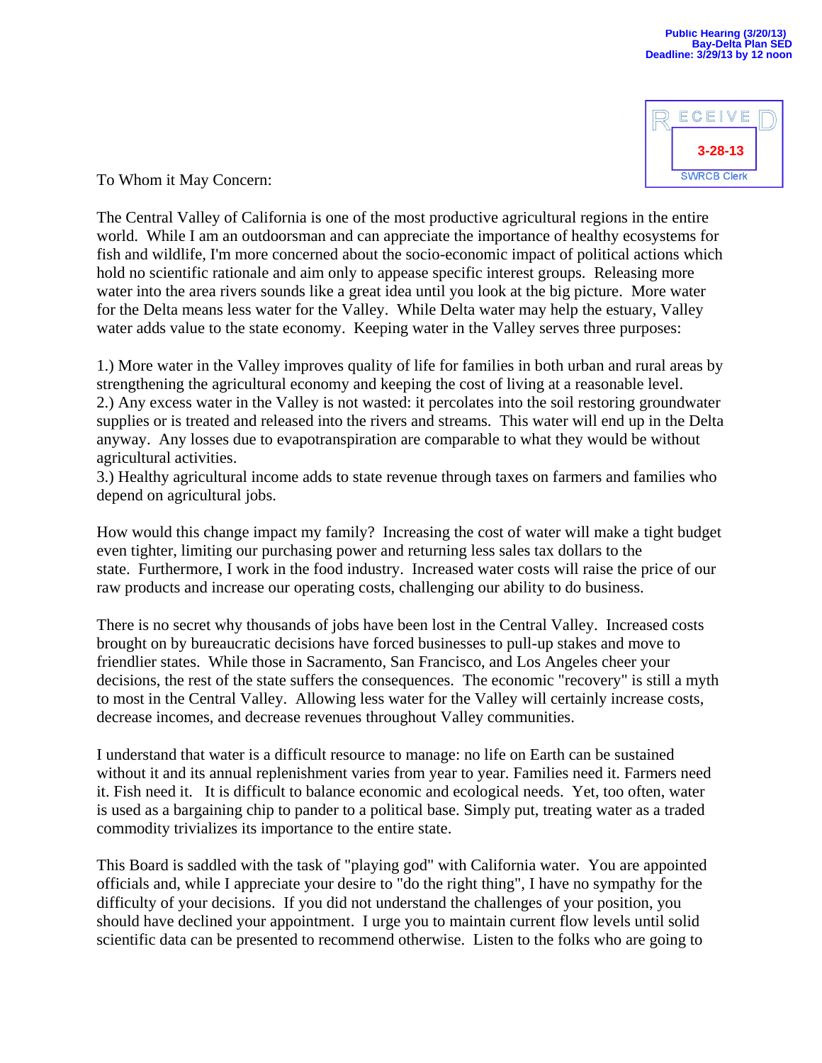Public Hearing (3/20/13)
Bay-Delta Plan SED
Deadline: 3/29/13 by 12 noon

RECEIVED
3-28-13
SWRCB Clerk

To Whom it May Concern:

The Central Valley of California is one of the most productive agricultural regions in the entire world. While I am an outdoorsman and can appreciate the importance of healthy ecosystems for fish and wildlife, I'm more concerned about the socio-economic impact of political actions which hold no scientific rationale and aim only to appease specific interest groups. Releasing more water into the area rivers sounds like a great idea until you look at the big picture. More water for the Delta means less water for the Valley. While Delta water may help the estuary, Valley water adds value to the state economy. Keeping water in the Valley serves three purposes:

1.) More water in the Valley improves quality of life for families in both urban and rural areas by strengthening the agricultural economy and keeping the cost of living at a reasonable level.
2.) Any excess water in the Valley is not wasted: it percolates into the soil restoring groundwater supplies or is treated and released into the rivers and streams. This water will end up in the Delta anyway. Any losses due to evapotranspiration are comparable to what they would be without agricultural activities.
3.) Healthy agricultural income adds to state revenue through taxes on farmers and families who depend on agricultural jobs.

How would this change impact my family? Increasing the cost of water will make a tight budget even tighter, limiting our purchasing power and returning less sales tax dollars to the state. Furthermore, I work in the food industry. Increased water costs will raise the price of our raw products and increase our operating costs, challenging our ability to do business.

There is no secret why thousands of jobs have been lost in the Central Valley. Increased costs brought on by bureaucratic decisions have forced businesses to pull-up stakes and move to friendlier states. While those in Sacramento, San Francisco, and Los Angeles cheer your decisions, the rest of the state suffers the consequences. The economic "recovery" is still a myth to most in the Central Valley. Allowing less water for the Valley will certainly increase costs, decrease incomes, and decrease revenues throughout Valley communities.

I understand that water is a difficult resource to manage: no life on Earth can be sustained without it and its annual replenishment varies from year to year. Families need it. Farmers need it. Fish need it. It is difficult to balance economic and ecological needs. Yet, too often, water is used as a bargaining chip to pander to a political base. Simply put, treating water as a traded commodity trivializes its importance to the entire state.

This Board is saddled with the task of "playing god" with California water. You are appointed officials and, while I appreciate your desire to "do the right thing", I have no sympathy for the difficulty of your decisions. If you did not understand the challenges of your position, you should have declined your appointment. I urge you to maintain current flow levels until solid scientific data can be presented to recommend otherwise. Listen to the folks who are going to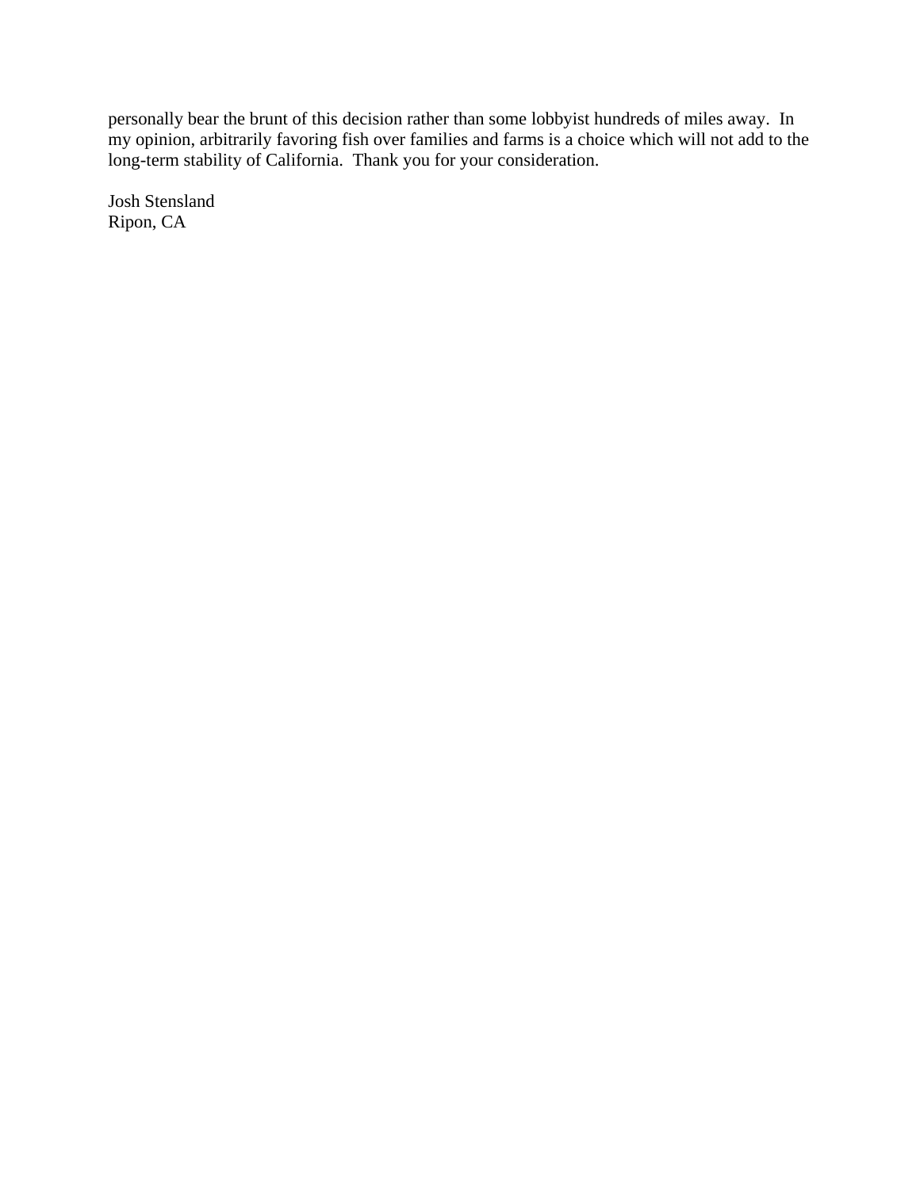personally bear the brunt of this decision rather than some lobbyist hundreds of miles away. In my opinion, arbitrarily favoring fish over families and farms is a choice which will not add to the long-term stability of California. Thank you for your consideration.

Josh Stensland
Ripon, CA